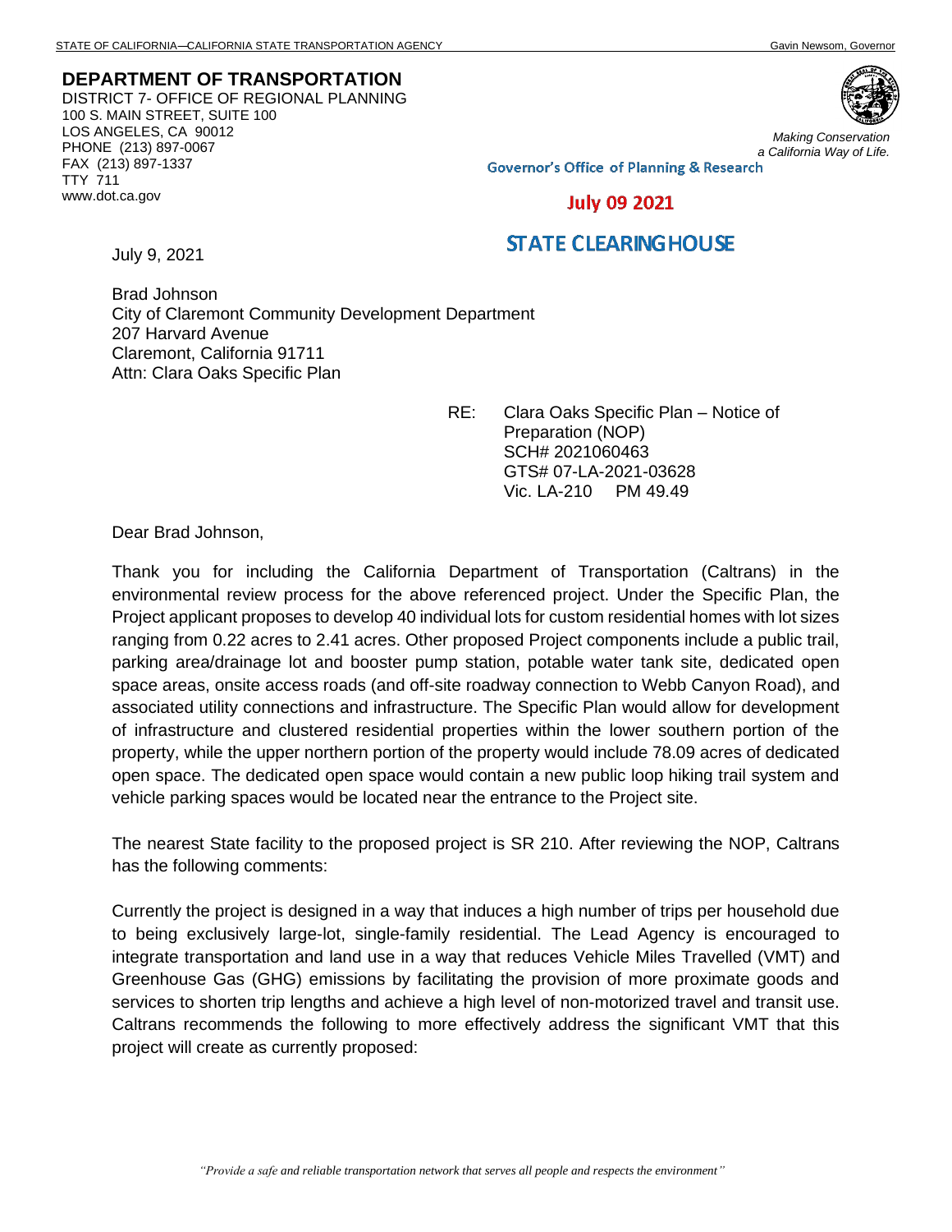STATE OF CALIFORNIA—CALIFORNIA STATE TRANSPORTATION AGENCY Gavin Newsom, Governor

**DEPARTMENT OF TRANSPORTATION**
DISTRICT 7- OFFICE OF REGIONAL PLANNING
100 S. MAIN STREET, SUITE 100
LOS ANGELES, CA 90012
PHONE (213) 897-0067
FAX (213) 897-1337
TTY 711
www.dot.ca.gov

*Making Conservation a California Way of Life.*

Governor's Office of Planning & Research

July 09 2021

STATE CLEARINGHOUSE

July 9, 2021

Brad Johnson
City of Claremont Community Development Department
207 Harvard Avenue
Claremont, California 91711
Attn: Clara Oaks Specific Plan

RE: Clara Oaks Specific Plan – Notice of Preparation (NOP)
SCH# 2021060463
GTS# 07-LA-2021-03628
Vic. LA-210 PM 49.49

Dear Brad Johnson,

Thank you for including the California Department of Transportation (Caltrans) in the environmental review process for the above referenced project. Under the Specific Plan, the Project applicant proposes to develop 40 individual lots for custom residential homes with lot sizes ranging from 0.22 acres to 2.41 acres. Other proposed Project components include a public trail, parking area/drainage lot and booster pump station, potable water tank site, dedicated open space areas, onsite access roads (and off-site roadway connection to Webb Canyon Road), and associated utility connections and infrastructure. The Specific Plan would allow for development of infrastructure and clustered residential properties within the lower southern portion of the property, while the upper northern portion of the property would include 78.09 acres of dedicated open space. The dedicated open space would contain a new public loop hiking trail system and vehicle parking spaces would be located near the entrance to the Project site.

The nearest State facility to the proposed project is SR 210. After reviewing the NOP, Caltrans has the following comments:

Currently the project is designed in a way that induces a high number of trips per household due to being exclusively large-lot, single-family residential. The Lead Agency is encouraged to integrate transportation and land use in a way that reduces Vehicle Miles Travelled (VMT) and Greenhouse Gas (GHG) emissions by facilitating the provision of more proximate goods and services to shorten trip lengths and achieve a high level of non-motorized travel and transit use. Caltrans recommends the following to more effectively address the significant VMT that this project will create as currently proposed:

*"Provide a safe and reliable transportation network that serves all people and respects the environment"*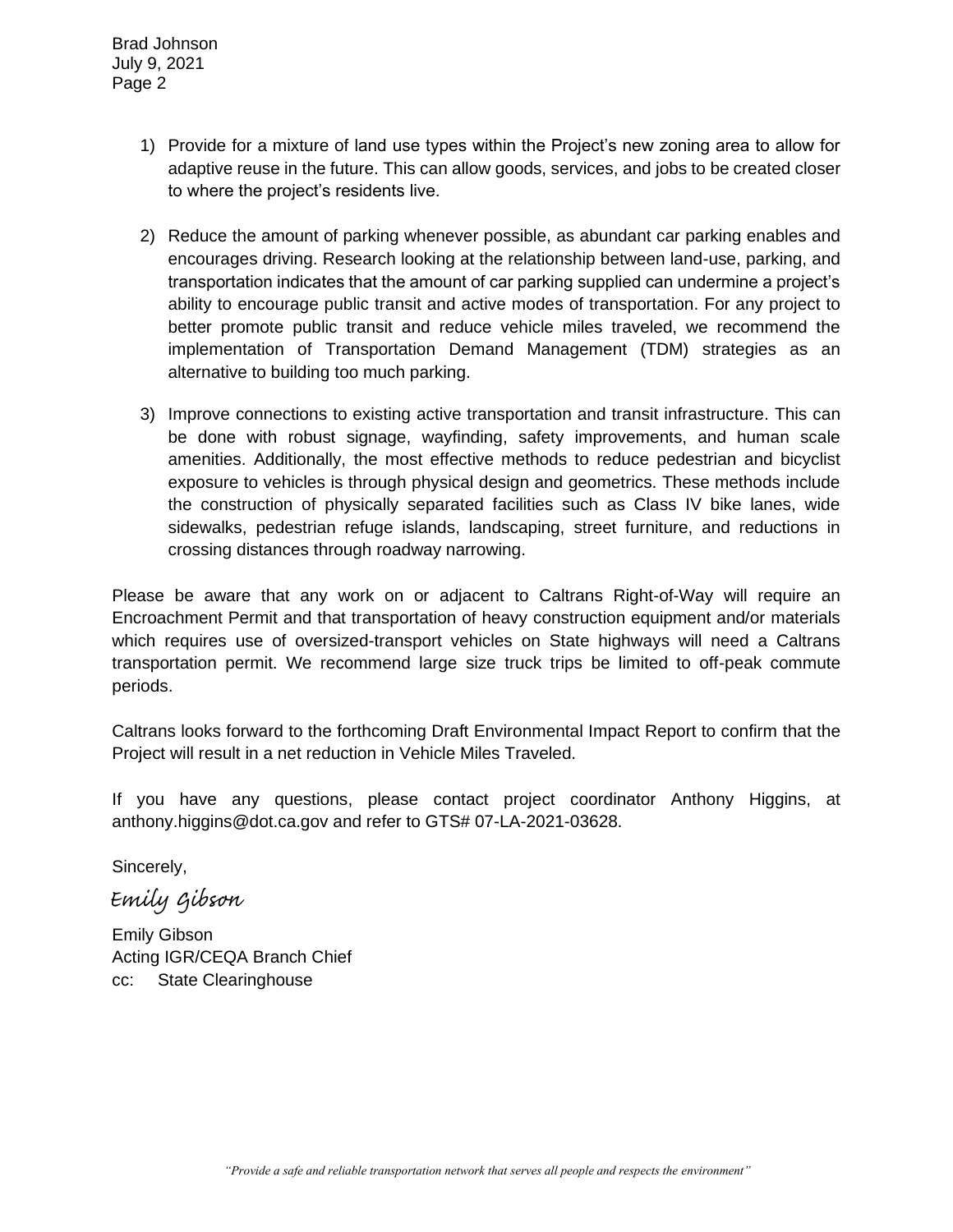1) Provide for a mixture of land use types within the Project's new zoning area to allow for adaptive reuse in the future. This can allow goods, services, and jobs to be created closer to where the project's residents live.

2) Reduce the amount of parking whenever possible, as abundant car parking enables and encourages driving. Research looking at the relationship between land-use, parking, and transportation indicates that the amount of car parking supplied can undermine a project's ability to encourage public transit and active modes of transportation. For any project to better promote public transit and reduce vehicle miles traveled, we recommend the implementation of Transportation Demand Management (TDM) strategies as an alternative to building too much parking.

3) Improve connections to existing active transportation and transit infrastructure. This can be done with robust signage, wayfinding, safety improvements, and human scale amenities. Additionally, the most effective methods to reduce pedestrian and bicyclist exposure to vehicles is through physical design and geometrics. These methods include the construction of physically separated facilities such as Class IV bike lanes, wide sidewalks, pedestrian refuge islands, landscaping, street furniture, and reductions in crossing distances through roadway narrowing.

Please be aware that any work on or adjacent to Caltrans Right-of-Way will require an Encroachment Permit and that transportation of heavy construction equipment and/or materials which requires use of oversized-transport vehicles on State highways will need a Caltrans transportation permit. We recommend large size truck trips be limited to off-peak commute periods.

Caltrans looks forward to the forthcoming Draft Environmental Impact Report to confirm that the Project will result in a net reduction in Vehicle Miles Traveled.

If you have any questions, please contact project coordinator Anthony Higgins, at anthony.higgins@dot.ca.gov and refer to GTS# 07-LA-2021-03628.

Sincerely,

*Emily Gibson*

Emily Gibson
Acting IGR/CEQA Branch Chief

cc: State Clearinghouse

*"Provide a safe and reliable transportation network that serves all people and respects the environment"*